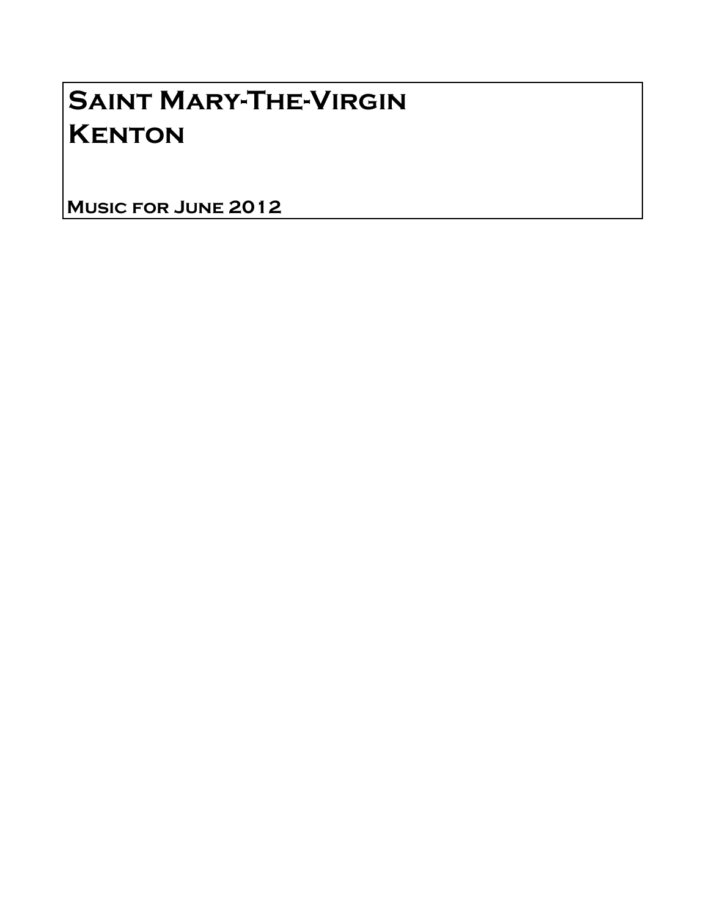# Saint Mary-The-Virgin
# Kenton

**Music for June 2012**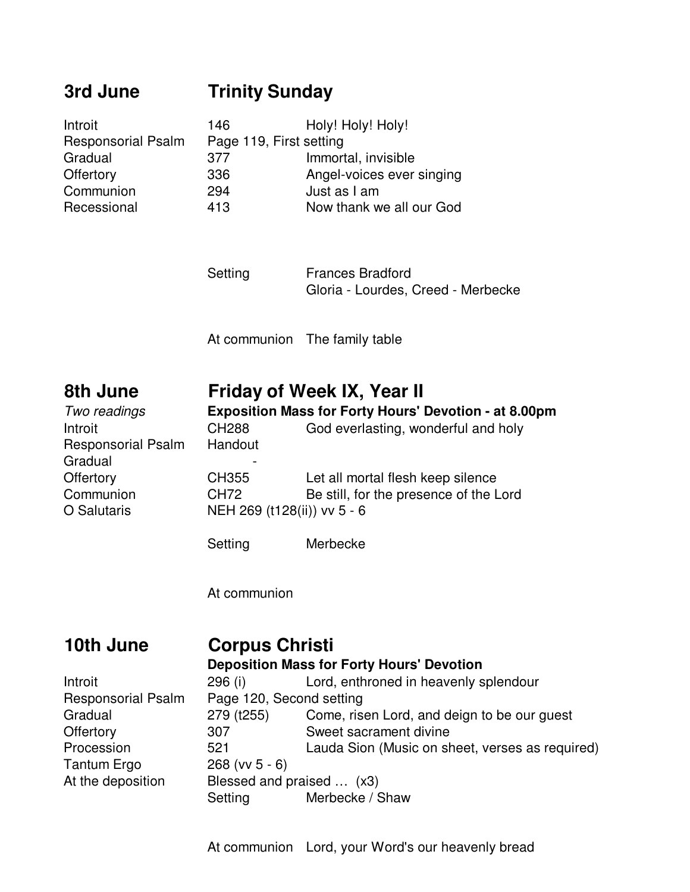## 3rd June — Trinity Sunday

| | | |
|---|---|---|
| Introit | 146 | Holy! Holy! Holy! |
| Responsorial Psalm | Page 119, First setting | |
| Gradual | 377 | Immortal, invisible |
| Offertory | 336 | Angel-voices ever singing |
| Communion | 294 | Just as I am |
| Recessional | 413 | Now thank we all our God |

Setting — Frances Bradford
Gloria - Lourdes, Creed - Merbecke

At communion — The family table

## 8th June — Friday of Week IX, Year II

*Two readings* — **Exposition Mass for Forty Hours' Devotion - at 8.00pm**

| | | |
|---|---|---|
| Introit | CH288 | God everlasting, wonderful and holy |
| Responsorial Psalm | Handout | |
| Gradual | - | |
| Offertory | CH355 | Let all mortal flesh keep silence |
| Communion | CH72 | Be still, for the presence of the Lord |
| O Salutaris | NEH 269 (t128(ii)) vv 5 - 6 | |

Setting — Merbecke

At communion

## 10th June — Corpus Christi

**Deposition Mass for Forty Hours' Devotion**

| | | |
|---|---|---|
| Introit | 296 (i) | Lord, enthroned in heavenly splendour |
| Responsorial Psalm | Page 120, Second setting | |
| Gradual | 279 (t255) | Come, risen Lord, and deign to be our guest |
| Offertory | 307 | Sweet sacrament divine |
| Procession | 521 | Lauda Sion (Music on sheet, verses as required) |
| Tantum Ergo | 268 (vv 5 - 6) | |
| At the deposition | Blessed and praised … (x3) | |

Setting — Merbecke / Shaw

At communion — Lord, your Word's our heavenly bread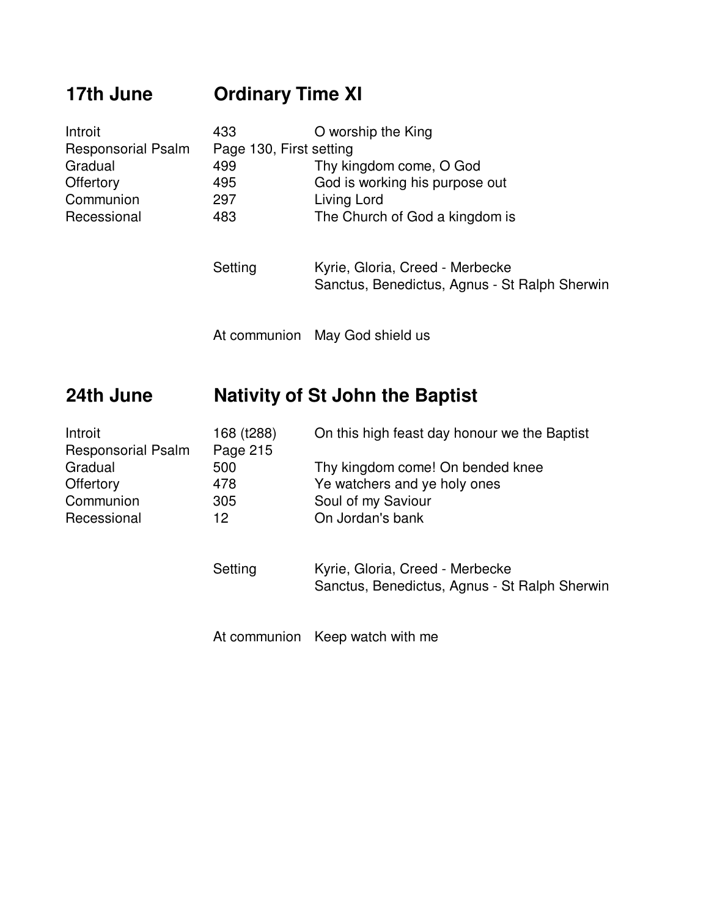## 17th June — Ordinary Time XI

| | | |
|---|---|---|
| Introit | 433 | O worship the King |
| Responsorial Psalm | Page 130, First setting | |
| Gradual | 499 | Thy kingdom come, O God |
| Offertory | 495 | God is working his purpose out |
| Communion | 297 | Living Lord |
| Recessional | 483 | The Church of God a kingdom is |

| | |
|---|---|
| Setting | Kyrie, Gloria, Creed - Merbecke<br>Sanctus, Benedictus, Agnus - St Ralph Sherwin |
| At communion | May God shield us |

## 24th June — Nativity of St John the Baptist

| | | |
|---|---|---|
| Introit | 168 (t288) | On this high feast day honour we the Baptist |
| Responsorial Psalm | Page 215 | |
| Gradual | 500 | Thy kingdom come! On bended knee |
| Offertory | 478 | Ye watchers and ye holy ones |
| Communion | 305 | Soul of my Saviour |
| Recessional | 12 | On Jordan's bank |

| | |
|---|---|
| Setting | Kyrie, Gloria, Creed - Merbecke<br>Sanctus, Benedictus, Agnus - St Ralph Sherwin |
| At communion | Keep watch with me |